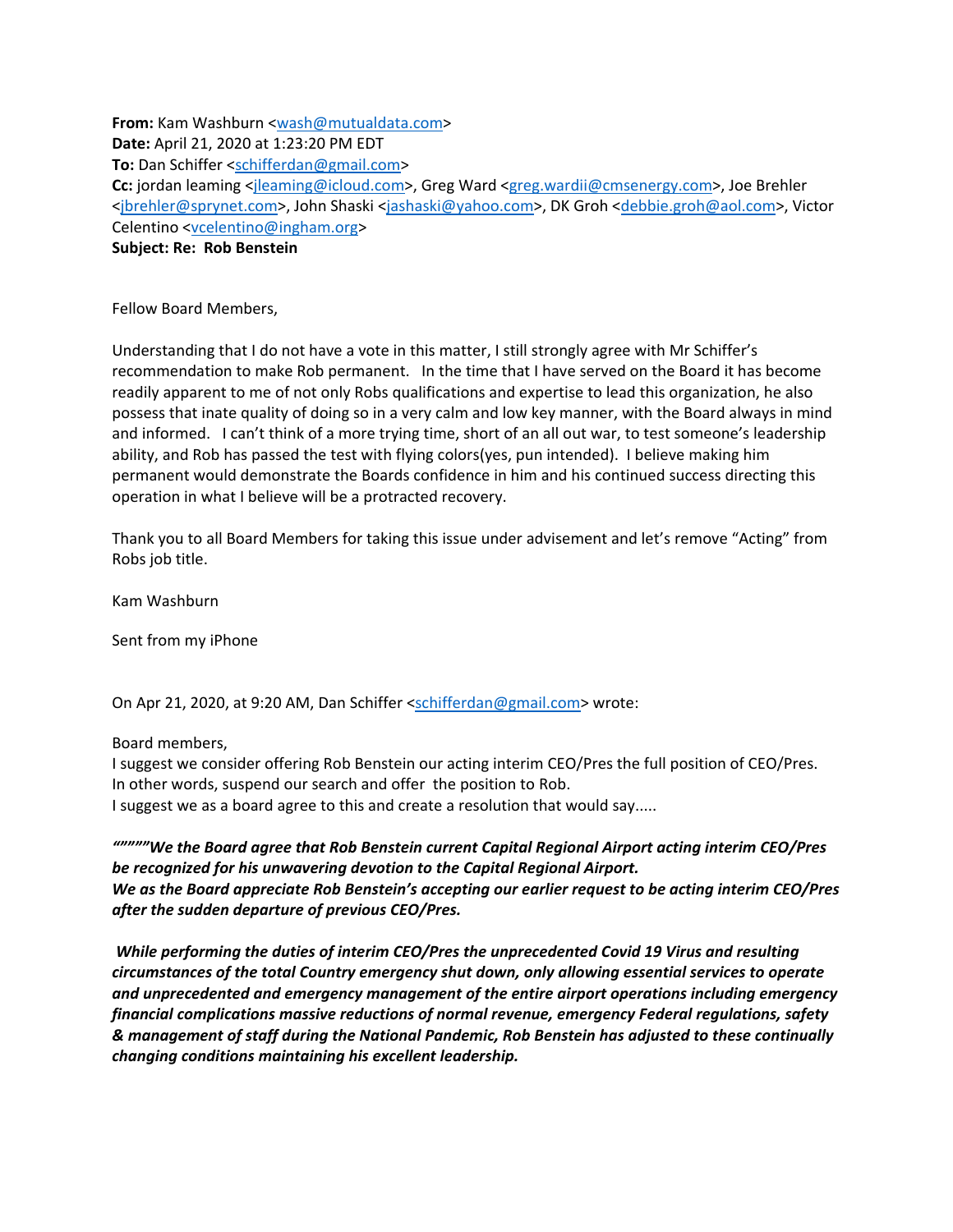**From:** Kam Washburn <wash@mutualdata.com>
**Date:** April 21, 2020 at 1:23:20 PM EDT
**To:** Dan Schiffer <schifferdan@gmail.com>
**Cc:** jordan leaming <jleaming@icloud.com>, Greg Ward <greg.wardii@cmsenergy.com>, Joe Brehler <jbrehler@sprynet.com>, John Shaski <jashaski@yahoo.com>, DK Groh <debbie.groh@aol.com>, Victor Celentino <vcelentino@ingham.org>
**Subject: Re: Rob Benstein**

Fellow Board Members,

Understanding that I do not have a vote in this matter, I still strongly agree with Mr Schiffer's recommendation to make Rob permanent. In the time that I have served on the Board it has become readily apparent to me of not only Robs qualifications and expertise to lead this organization, he also possess that inate quality of doing so in a very calm and low key manner, with the Board always in mind and informed. I can't think of a more trying time, short of an all out war, to test someone's leadership ability, and Rob has passed the test with flying colors(yes, pun intended). I believe making him permanent would demonstrate the Boards confidence in him and his continued success directing this operation in what I believe will be a protracted recovery.

Thank you to all Board Members for taking this issue under advisement and let's remove "Acting" from Robs job title.

Kam Washburn

Sent from my iPhone

On Apr 21, 2020, at 9:20 AM, Dan Schiffer <schifferdan@gmail.com> wrote:

Board members,
I suggest we consider offering Rob Benstein our acting interim CEO/Pres the full position of CEO/Pres.
In other words, suspend our search and offer the position to Rob.
I suggest we as a board agree to this and create a resolution that would say.....

***""""""We the Board agree that Rob Benstein current Capital Regional Airport acting interim CEO/Pres be recognized for his unwavering devotion to the Capital Regional Airport.***
***We as the Board appreciate Rob Benstein's accepting our earlier request to be acting interim CEO/Pres after the sudden departure of previous CEO/Pres.***

***While performing the duties of interim CEO/Pres the unprecedented Covid 19 Virus and resulting circumstances of the total Country emergency shut down, only allowing essential services to operate and unprecedented and emergency management of the entire airport operations including emergency financial complications massive reductions of normal revenue, emergency Federal regulations, safety & management of staff during the National Pandemic, Rob Benstein has adjusted to these continually changing conditions maintaining his excellent leadership.***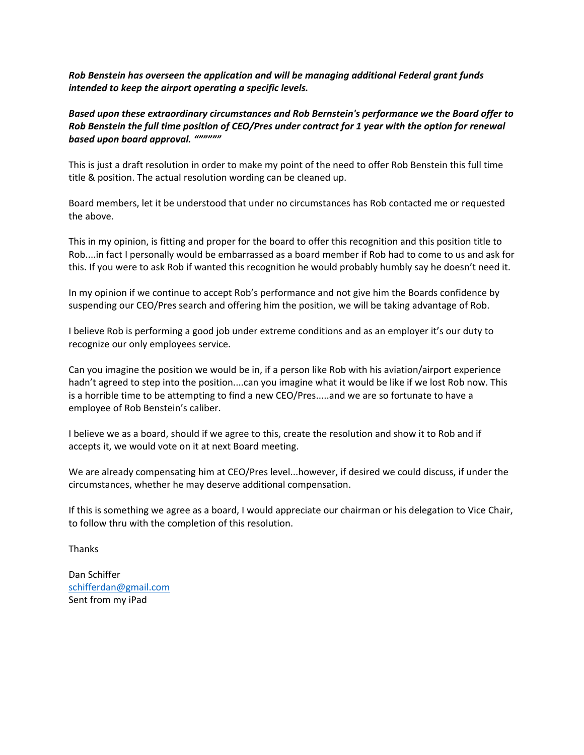***Rob Benstein has overseen the application and will be managing additional Federal grant funds intended to keep the airport operating a specific levels.***

***Based upon these extraordinary circumstances and Rob Bernstein's performance we the Board offer to Rob Benstein the full time position of CEO/Pres under contract for 1 year with the option for renewal based upon board approval. “”””””***

This is just a draft resolution in order to make my point of the need to offer Rob Benstein this full time title & position. The actual resolution wording can be cleaned up.

Board members, let it be understood that under no circumstances has Rob contacted me or requested the above.

This in my opinion, is fitting and proper for the board to offer this recognition and this position title to Rob....in fact I personally would be embarrassed as a board member if Rob had to come to us and ask for this. If you were to ask Rob if wanted this recognition he would probably humbly say he doesn’t need it.

In my opinion if we continue to accept Rob’s performance and not give him the Boards confidence by suspending our CEO/Pres search and offering him the position, we will be taking advantage of Rob.

I believe Rob is performing a good job under extreme conditions and as an employer it’s our duty to recognize our only employees service.

Can you imagine the position we would be in, if a person like Rob with his aviation/airport experience hadn’t agreed to step into the position....can you imagine what it would be like if we lost Rob now. This is a horrible time to be attempting to find a new CEO/Pres.....and we are so fortunate to have a employee of Rob Benstein’s caliber.

I believe we as a board, should if we agree to this, create the resolution and show it to Rob and if accepts it, we would vote on it at next Board meeting.

We are already compensating him at CEO/Pres level...however, if desired we could discuss, if under the circumstances, whether he may deserve additional compensation.

If this is something we agree as a board, I would appreciate our chairman or his delegation to Vice Chair, to follow thru with the completion of this resolution.

Thanks

Dan Schiffer
schifferdan@gmail.com
Sent from my iPad